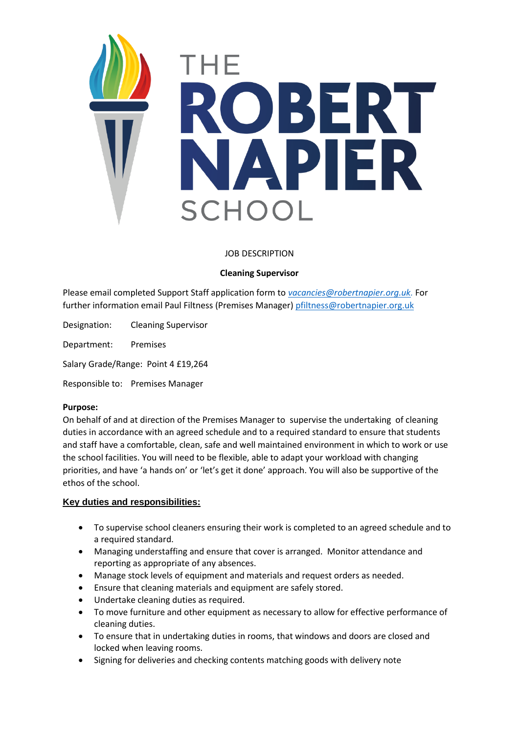THE ROBERT NAPIER SCHOOL

JOB DESCRIPTION

**Cleaning Supervisor**

Please email completed Support Staff application form to *vacancies@robertnapier.org.uk.* For further information email Paul Filtness (Premises Manager) pfiltness@robertnapier.org.uk

Designation: Cleaning Supervisor

Department: Premises

Salary Grade/Range: Point 4 £19,264

Responsible to: Premises Manager

**Purpose:**
On behalf of and at direction of the Premises Manager to supervise the undertaking of cleaning duties in accordance with an agreed schedule and to a required standard to ensure that students and staff have a comfortable, clean, safe and well maintained environment in which to work or use the school facilities. You will need to be flexible, able to adapt your workload with changing priorities, and have 'a hands on' or 'let's get it done' approach. You will also be supportive of the ethos of the school.

**Key duties and responsibilities:**

- To supervise school cleaners ensuring their work is completed to an agreed schedule and to a required standard.
- Managing understaffing and ensure that cover is arranged. Monitor attendance and reporting as appropriate of any absences.
- Manage stock levels of equipment and materials and request orders as needed.
- Ensure that cleaning materials and equipment are safely stored.
- Undertake cleaning duties as required.
- To move furniture and other equipment as necessary to allow for effective performance of cleaning duties.
- To ensure that in undertaking duties in rooms, that windows and doors are closed and locked when leaving rooms.
- Signing for deliveries and checking contents matching goods with delivery note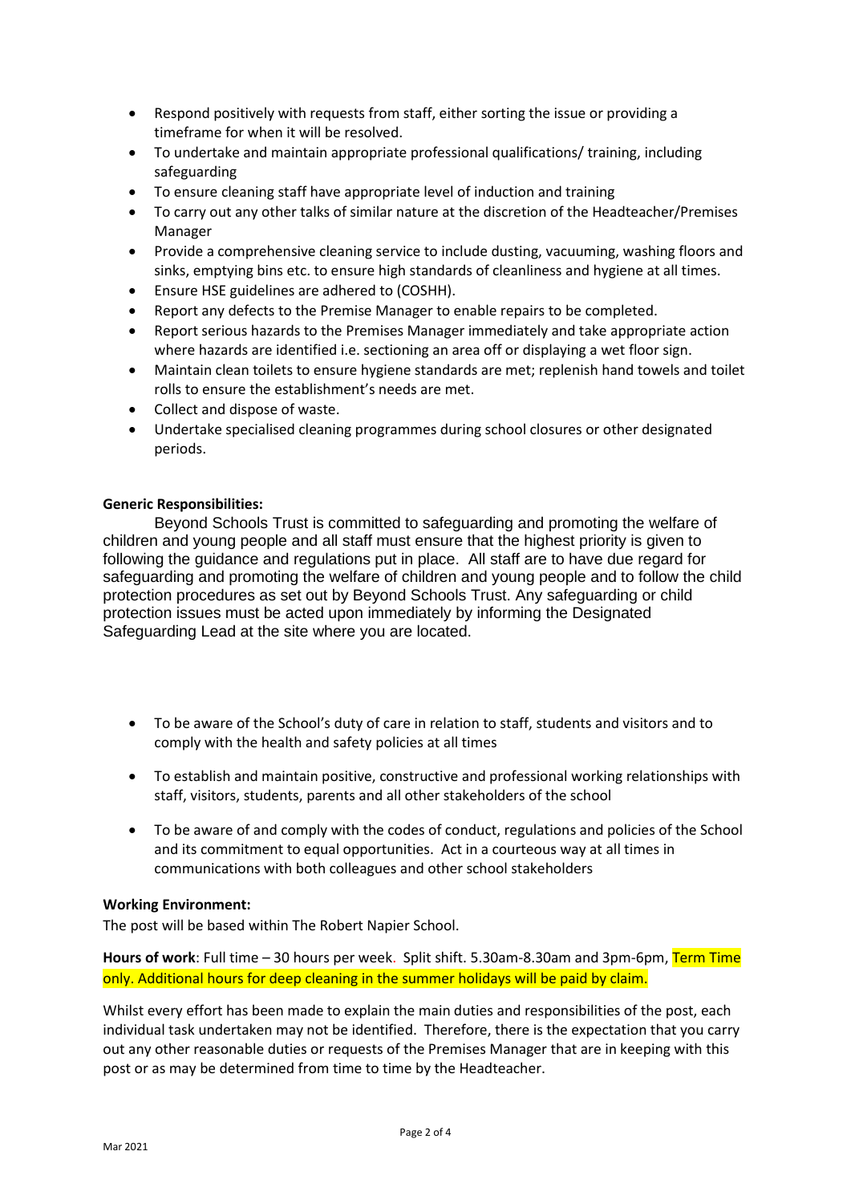- Respond positively with requests from staff, either sorting the issue or providing a timeframe for when it will be resolved.
- To undertake and maintain appropriate professional qualifications/ training, including safeguarding
- To ensure cleaning staff have appropriate level of induction and training
- To carry out any other talks of similar nature at the discretion of the Headteacher/Premises Manager
- Provide a comprehensive cleaning service to include dusting, vacuuming, washing floors and sinks, emptying bins etc. to ensure high standards of cleanliness and hygiene at all times.
- Ensure HSE guidelines are adhered to (COSHH).
- Report any defects to the Premise Manager to enable repairs to be completed.
- Report serious hazards to the Premises Manager immediately and take appropriate action where hazards are identified i.e. sectioning an area off or displaying a wet floor sign.
- Maintain clean toilets to ensure hygiene standards are met; replenish hand towels and toilet rolls to ensure the establishment's needs are met.
- Collect and dispose of waste.
- Undertake specialised cleaning programmes during school closures or other designated periods.

**Generic Responsibilities:**

Beyond Schools Trust is committed to safeguarding and promoting the welfare of children and young people and all staff must ensure that the highest priority is given to following the guidance and regulations put in place. All staff are to have due regard for safeguarding and promoting the welfare of children and young people and to follow the child protection procedures as set out by Beyond Schools Trust. Any safeguarding or child protection issues must be acted upon immediately by informing the Designated Safeguarding Lead at the site where you are located.

- To be aware of the School's duty of care in relation to staff, students and visitors and to comply with the health and safety policies at all times
- To establish and maintain positive, constructive and professional working relationships with staff, visitors, students, parents and all other stakeholders of the school
- To be aware of and comply with the codes of conduct, regulations and policies of the School and its commitment to equal opportunities. Act in a courteous way at all times in communications with both colleagues and other school stakeholders

**Working Environment:**

The post will be based within The Robert Napier School.

**Hours of work**: Full time – 30 hours per week. Split shift. 5.30am-8.30am and 3pm-6pm, Term Time only. Additional hours for deep cleaning in the summer holidays will be paid by claim.

Whilst every effort has been made to explain the main duties and responsibilities of the post, each individual task undertaken may not be identified. Therefore, there is the expectation that you carry out any other reasonable duties or requests of the Premises Manager that are in keeping with this post or as may be determined from time to time by the Headteacher.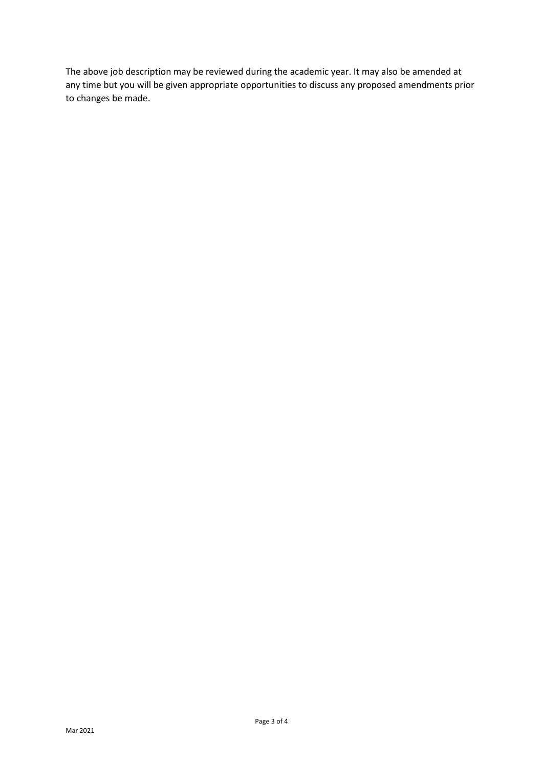The above job description may be reviewed during the academic year. It may also be amended at any time but you will be given appropriate opportunities to discuss any proposed amendments prior to changes be made.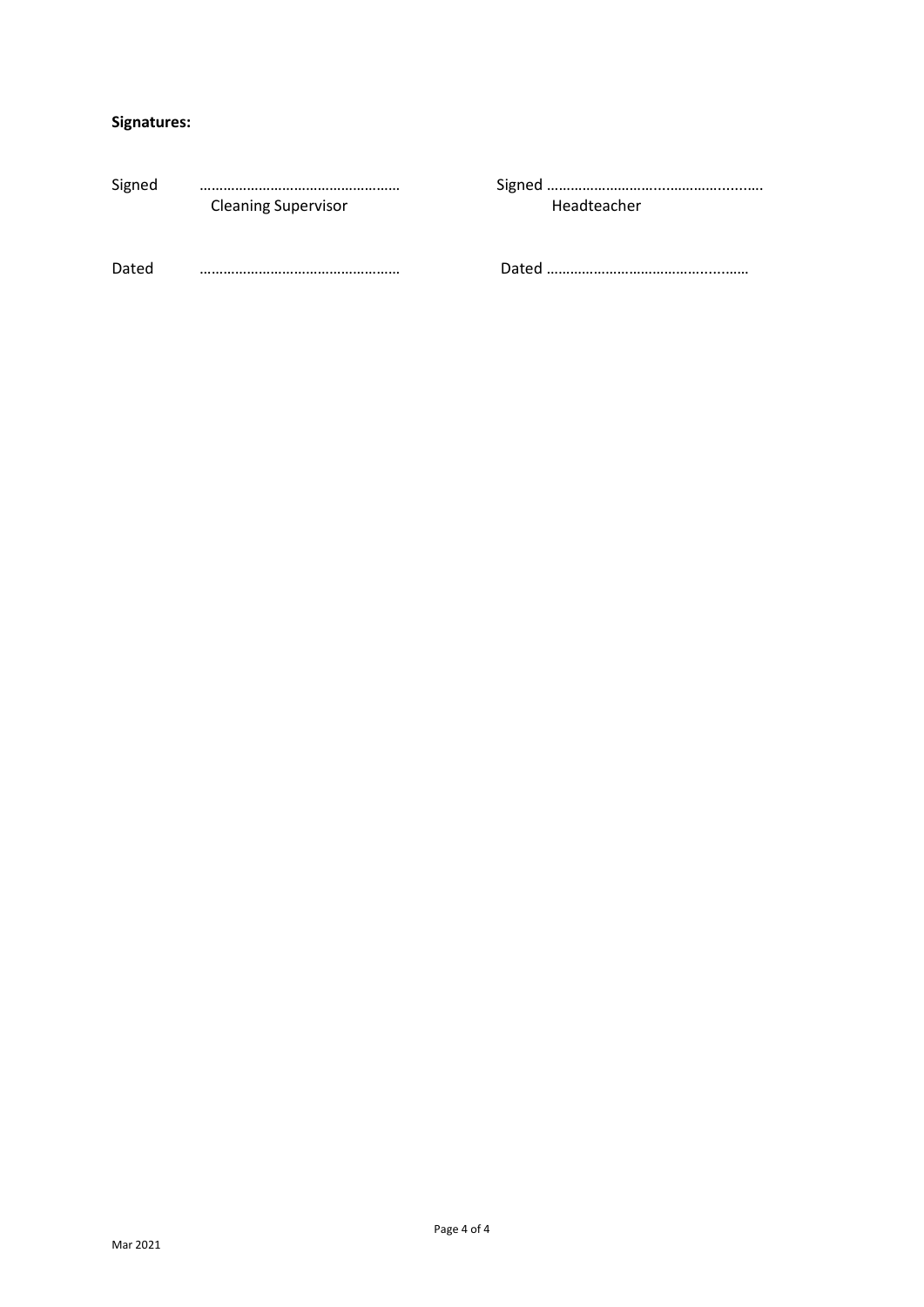**Signatures:**

| | | | |
|---|---|---|---|
| Signed | ……………………………………………<br>Cleaning Supervisor | Signed | ……………………….…………….........<br>Headteacher |
| Dated | …………………………………………… | Dated | ……………………………………........ |

Mar 2021